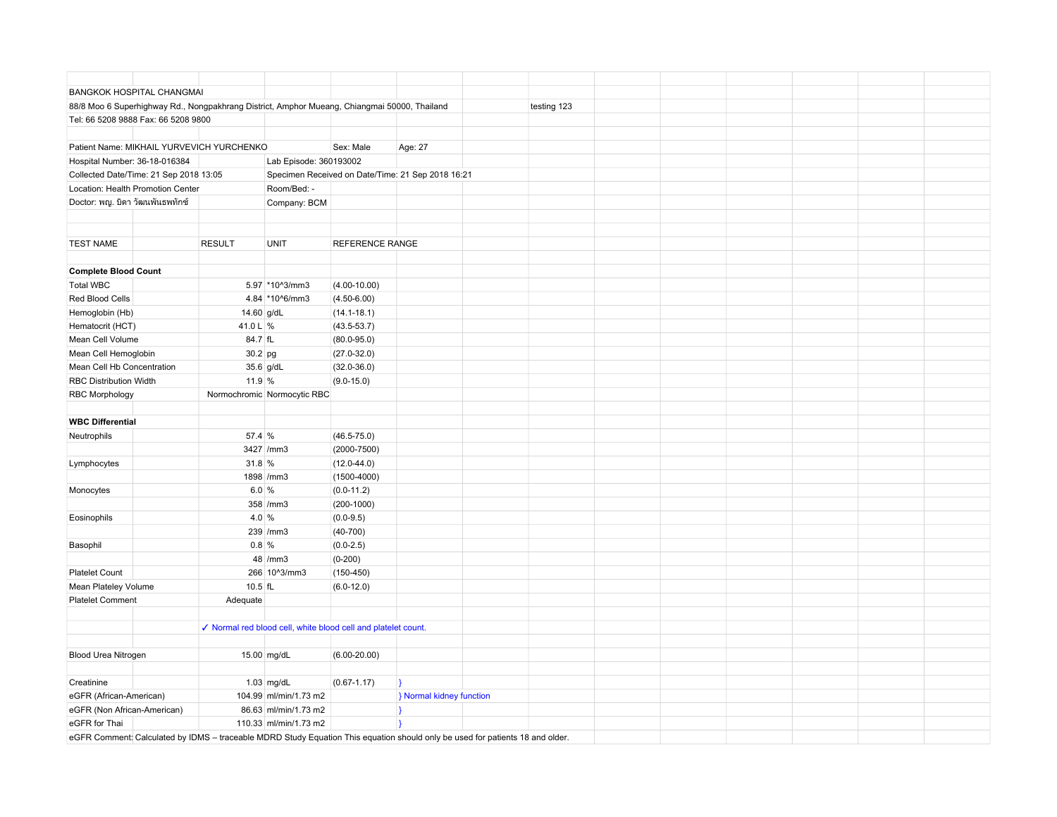BANGKOK HOSPITAL CHANGMAI

88/8 Moo 6 Superhighway Rd., Nongpakhrang District, Amphor Mueang, Chiangmai 50000, Thailand          testing 123

Tel: 66 5208 9888 Fax: 66 5208 9800

Patient Name: MIKHAIL YURVEVICH YURCHENKO          Sex: Male          Age: 27

Hospital Number: 36-18-016384          Lab Episode: 360193002

Collected Date/Time: 21 Sep 2018 13:05          Specimen Received on Date/Time: 21 Sep 2018 16:21

Location: Health Promotion Center          Room/Bed: -

Doctor: พญ. บิดา วัฒนพันธพทักซ์          Company: BCM

| TEST NAME | RESULT | UNIT | REFERENCE RANGE | |
|---|---|---|---|---|
| **Complete Blood Count** | | | | |
| Total WBC | 5.97 | *10^3/mm3 | (4.00-10.00) | |
| Red Blood Cells | 4.84 | *10^6/mm3 | (4.50-6.00) | |
| Hemoglobin (Hb) | 14.60 | g/dL | (14.1-18.1) | |
| Hematocrit (HCT) | 41.0 L | % | (43.5-53.7) | |
| Mean Cell Volume | 84.7 | fL | (80.0-95.0) | |
| Mean Cell Hemoglobin | 30.2 | pg | (27.0-32.0) | |
| Mean Cell Hb Concentration | 35.6 | g/dL | (32.0-36.0) | |
| RBC Distribution Width | 11.9 | % | (9.0-15.0) | |
| RBC Morphology | Normochromic | Normocytic RBC | | |
| **WBC Differential** | | | | |
| Neutrophils | 57.4 | % | (46.5-75.0) | |
| | 3427 | /mm3 | (2000-7500) | |
| Lymphocytes | 31.8 | % | (12.0-44.0) | |
| | 1898 | /mm3 | (1500-4000) | |
| Monocytes | 6.0 | % | (0.0-11.2) | |
| | 358 | /mm3 | (200-1000) | |
| Eosinophils | 4.0 | % | (0.0-9.5) | |
| | 239 | /mm3 | (40-700) | |
| Basophil | 0.8 | % | (0.0-2.5) | |
| | 48 | /mm3 | (0-200) | |
| Platelet Count | 266 | 10^3/mm3 | (150-450) | |
| Mean Plateley Volume | 10.5 | fL | (6.0-12.0) | |
| Platelet Comment | Adequate | | | |
| | ✓ Normal red blood cell, white blood cell and platelet count. | | | |
| Blood Urea Nitrogen | 15.00 | mg/dL | (6.00-20.00) | |
| Creatinine | 1.03 | mg/dL | (0.67-1.17) | } |
| eGFR (African-American) | 104.99 | ml/min/1.73 m2 | | } Normal kidney function |
| eGFR (Non African-American) | 86.63 | ml/min/1.73 m2 | | } |
| eGFR for Thai | 110.33 | ml/min/1.73 m2 | | } |

eGFR Comment: Calculated by IDMS – traceable MDRD Study Equation This equation should only be used for patients 18 and older.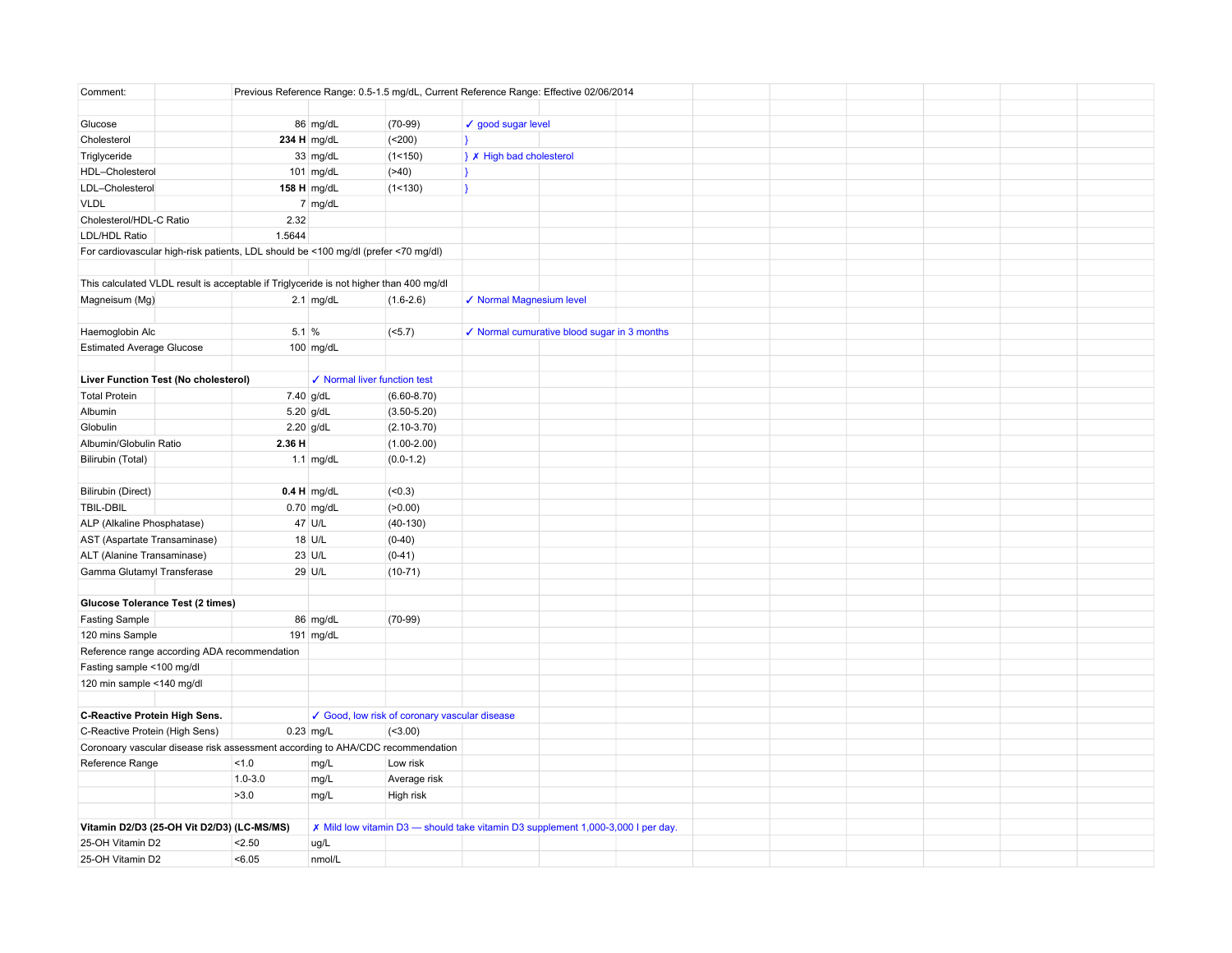| | | | | | |
|---|---|---|---|---|---|
| Comment: | | Previous Reference Range: 0.5-1.5 mg/dL, Current Reference Range: Effective 02/06/2014 | | | |
| | | | | | |
| Glucose | | 86 | mg/dL | (70-99) | ✓ good sugar level |
| Cholesterol | | **234 H** | mg/dL | (<200) | } |
| Triglyceride | | 33 | mg/dL | (1<150) | } ✗ High bad cholesterol |
| HDL–Cholesterol | | 101 | mg/dL | (>40) | } |
| LDL–Cholesterol | | **158 H** | mg/dL | (1<130) | } |
| VLDL | | 7 | mg/dL | | |
| Cholesterol/HDL-C Ratio | | 2.32 | | | |
| LDL/HDL Ratio | | 1.5644 | | | |
| For cardiovascular high-risk patients, LDL should be <100 mg/dl (prefer <70 mg/dl) | | | | | |
| | | | | | |
| This calculated VLDL result is acceptable if Triglyceride is not higher than 400 mg/dl | | | | | |
| Magneisum (Mg) | | 2.1 | mg/dL | (1.6-2.6) | ✓ Normal Magnesium level |
| | | | | | |
| Haemoglobin Alc | | 5.1 | % | (<5.7) | ✓ Normal cumurative blood sugar in 3 months |
| Estimated Average Glucose | | 100 | mg/dL | | |
| | | | | | |
| **Liver Function Test (No cholesterol)** | | | ✓ Normal liver function test | | |
| Total Protein | | 7.40 | g/dL | (6.60-8.70) | |
| Albumin | | 5.20 | g/dL | (3.50-5.20) | |
| Globulin | | 2.20 | g/dL | (2.10-3.70) | |
| Albumin/Globulin Ratio | | **2.36 H** | | (1.00-2.00) | |
| Bilirubin (Total) | | 1.1 | mg/dL | (0.0-1.2) | |
| | | | | | |
| Bilirubin (Direct) | | **0.4 H** | mg/dL | (<0.3) | |
| TBIL-DBIL | | 0.70 | mg/dL | (>0.00) | |
| ALP (Alkaline Phosphatase) | | 47 | U/L | (40-130) | |
| AST (Aspartate Transaminase) | | 18 | U/L | (0-40) | |
| ALT (Alanine Transaminase) | | 23 | U/L | (0-41) | |
| Gamma Glutamyl Transferase | | 29 | U/L | (10-71) | |
| | | | | | |
| **Glucose Tolerance Test (2 times)** | | | | | |
| Fasting Sample | | 86 | mg/dL | (70-99) | |
| 120 mins Sample | | 191 | mg/dL | | |
| Reference range according ADA recommendation | | | | | |
| Fasting sample <100 mg/dl | | | | | |
| 120 min sample <140 mg/dl | | | | | |
| | | | | | |
| **C-Reactive Protein High Sens.** | | | ✓ Good, low risk of coronary vascular disease | | |
| C-Reactive Protein (High Sens) | | 0.23 | mg/L | (<3.00) | |
| Coronoary vascular disease risk assessment according to AHA/CDC recommendation | | | | | |
| Reference Range | | <1.0 | mg/L | Low risk | |
| | | 1.0-3.0 | mg/L | Average risk | |
| | | >3.0 | mg/L | High risk | |
| | | | | | |
| **Vitamin D2/D3 (25-OH Vit D2/D3) (LC-MS/MS)** | | | ✗ Mild low vitamin D3 — should take vitamin D3 supplement 1,000-3,000 I per day. | | |
| 25-OH Vitamin D2 | | <2.50 | ug/L | | |
| 25-OH Vitamin D2 | | <6.05 | nmol/L | | |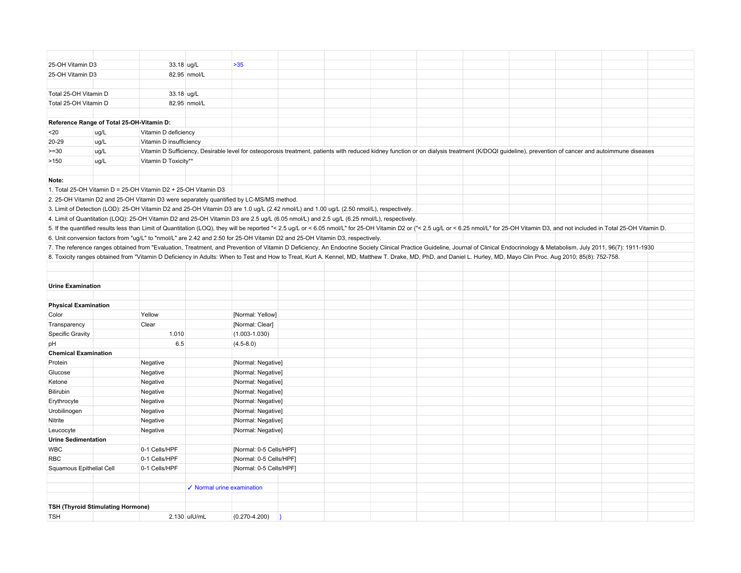| | | | |
|---|---|---|---|
| 25-OH Vitamin D3 | 33.18 | ug/L | >35 |
| 25-OH Vitamin D3 | 82.95 | nmol/L | |
| | | | |
| Total 25-OH Vitamin D | 33.18 | ug/L | |
| Total 25-OH Vitamin D | 82.95 | nmol/L | |

**Reference Range of Total 25-OH-Vitamin D:**

| | | |
|---|---|---|
| <20 | ug/L | Vitamin D deficiency |
| 20-29 | ug/L | Vitamin D insufficiency |
| >=30 | ug/L | Vitamin D Sufficiency, Desirable level for osteoporosis treatment, patients with reduced kidney function or on dialysis treatment (K/DOQI guideline), prevention of cancer and autoimmune diseases |
| >150 | ug/L | Vitamin D Toxicity** |

**Note:**

1. Total 25-OH Vitamin D = 25-OH Vitamin D2 + 25-OH Vitamin D3
2. 25-OH Vitamin D2 and 25-OH Vitamin D3 were separately quantified by LC-MS/MS method.
3. Limit of Detection (LOD): 25-OH Vitamin D2 and 25-OH Vitamin D3 are 1.0 ug/L (2.42 nmol/L) and 1.00 ug/L (2.50 nmol/L), respectively.
4. Limit of Quantitation (LOQ): 25-OH Vitamin D2 and 25-OH Vitamin D3 are 2.5 ug/L (6.05 nmol/L) and 2.5 ug/L (6.25 nmol/L), respectively.
5. If the quantified results less than Limit of Quantitation (LOQ), they will be reported "< 2.5 ug/L or < 6.05 nmol/L" for 25-OH Vitamin D2 or ("< 2.5 ug/L or < 6.25 nmol/L" for 25-OH Vitamin D3, and not included in Total 25-OH Vitamin D.
6. Unit conversion factors from "ug/L" to "nmol/L" are 2.42 and 2.50 for 25-OH Vitamin D2 and 25-OH Vitamin D3, respectively.
7. The reference ranges obtained from "Evaluation, Treatment, and Prevention of Vitamin D Deficiency, An Endocrine Society Clinical Practice Guideline, Journal of Clinical Endocrinology & Metabolism, July 2011, 96(7): 1911-1930
8. Toxicity ranges obtained from "Vitamin D Deficiency in Adults: When to Test and How to Treat, Kurt A. Kennel, MD, Matthew T. Drake, MD, PhD, and Daniel L. Hurley, MD, Mayo Clin Proc. Aug 2010; 85(8): 752-758.

**Urine Examination**

| **Physical Examination** | | |
|---|---|---|
| Color | Yellow | [Normal: Yellow] |
| Transparency | Clear | [Normal: Clear] |
| Specific Gravity | 1.010 | (1.003-1.030) |
| pH | 6.5 | (4.5-8.0) |
| **Chemical Examination** | | |
| Protein | Negative | [Normal: Negative] |
| Glucose | Negative | [Normal: Negative] |
| Ketone | Negative | [Normal: Negative] |
| Bilirubin | Negative | [Normal: Negative] |
| Erythrocyte | Negative | [Normal: Negative] |
| Urobilinogen | Negative | [Normal: Negative] |
| Nitrite | Negative | [Normal: Negative] |
| Leucocyte | Negative | [Normal: Negative] |
| **Urine Sedimentation** | | |
| WBC | 0-1 Cells/HPF | [Normal: 0-5 Cells/HPF] |
| RBC | 0-1 Cells/HPF | [Normal: 0-5 Cells/HPF] |
| Squamous Epithelial Cell | 0-1 Cells/HPF | [Normal: 0-5 Cells/HPF] |

✓ Normal urine examination

**TSH (Thyroid Stimulating Hormone)**

| | | | | |
|---|---|---|---|---|
| TSH | 2.130 | uIU/mL | (0.270-4.200) | } |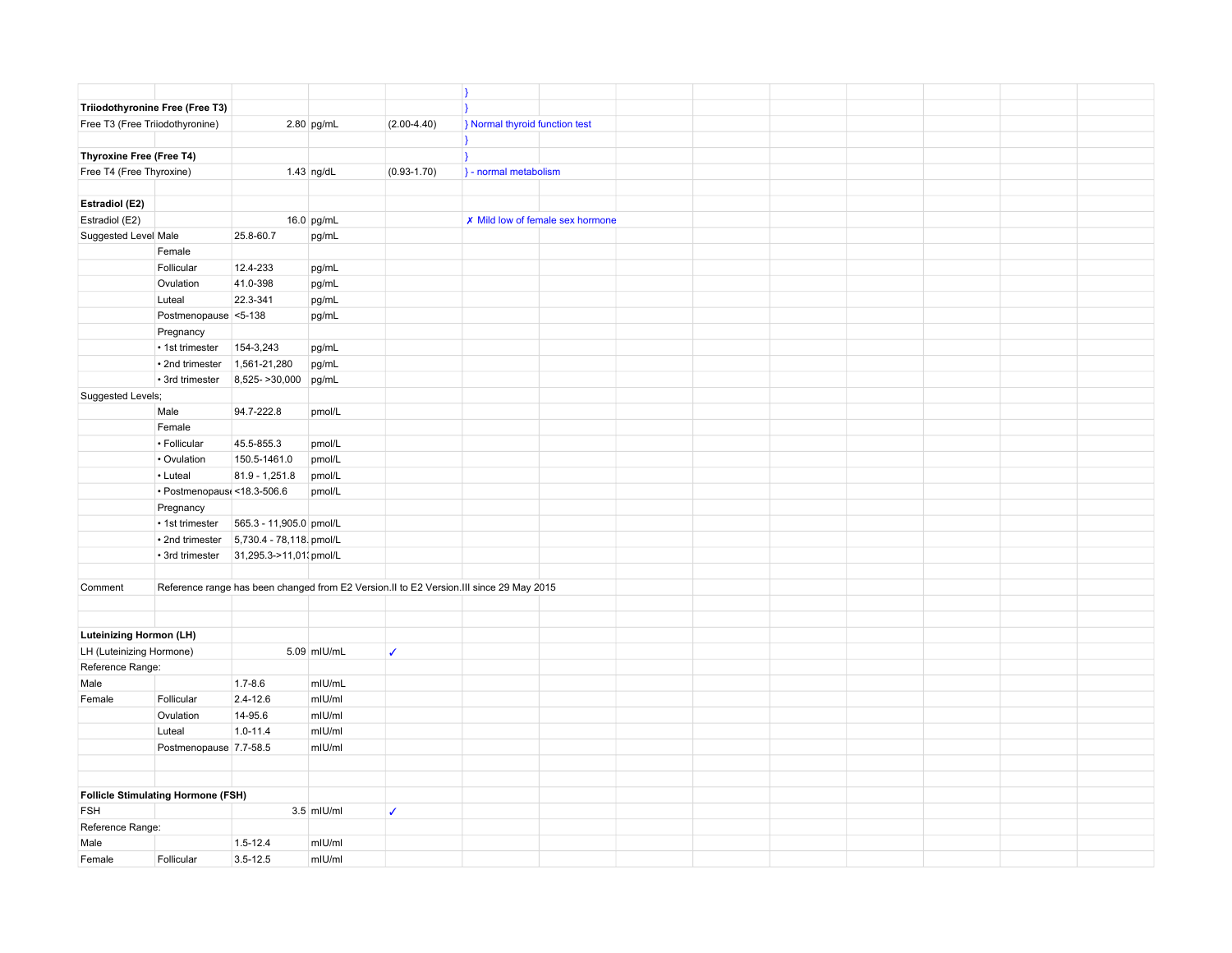| | | | | | | |
|---|---|---|---|---|---|---|
| | | | | | } | |
| **Triiodothyronine Free (Free T3)** | | | | | } | |
| Free T3 (Free Triiodothyronine) | | 2.80 | pg/mL | (2.00-4.40) | } Normal thyroid function test | |
| | | | | | } | |
| **Thyroxine Free (Free T4)** | | | | | } | |
| Free T4 (Free Thyroxine) | | 1.43 | ng/dL | (0.93-1.70) | } - normal metabolism | |
| | | | | | | |
| **Estradiol (E2)** | | | | | | |
| Estradiol (E2) | | 16.0 | pg/mL | | ✗ Mild low of female sex hormone | |
| Suggested Level | Male | 25.8-60.7 | pg/mL | | | |
| | Female | | | | | |
| | Follicular | 12.4-233 | pg/mL | | | |
| | Ovulation | 41.0-398 | pg/mL | | | |
| | Luteal | 22.3-341 | pg/mL | | | |
| | Postmenopause | <5-138 | pg/mL | | | |
| | Pregnancy | | | | | |
| | • 1st trimester | 154-3,243 | pg/mL | | | |
| | • 2nd trimester | 1,561-21,280 | pg/mL | | | |
| | • 3rd trimester | 8,525- >30,000 | pg/mL | | | |
| Suggested Levels; | | | | | | |
| | Male | 94.7-222.8 | pmol/L | | | |
| | Female | | | | | |
| | • Follicular | 45.5-855.3 | pmol/L | | | |
| | • Ovulation | 150.5-1461.0 | pmol/L | | | |
| | • Luteal | 81.9 - 1,251.8 | pmol/L | | | |
| | • Postmenopause | <18.3-506.6 | pmol/L | | | |
| | Pregnancy | | | | | |
| | • 1st trimester | 565.3 - 11,905.0 | pmol/L | | | |
| | • 2nd trimester | 5,730.4 - 78,118. | pmol/L | | | |
| | • 3rd trimester | 31,295.3->11,01 | pmol/L | | | |
| | | | | | | |
| Comment | Reference range has been changed from E2 Version.II to E2 Version.III since 29 May 2015 | | | | | |
| | | | | | | |
| | | | | | | |
| **Luteinizing Hormon (LH)** | | | | | | |
| LH (Luteinizing Hormone) | | 5.09 | mIU/mL | ✓ | | |
| Reference Range: | | | | | | |
| Male | | 1.7-8.6 | mIU/mL | | | |
| Female | Follicular | 2.4-12.6 | mIU/ml | | | |
| | Ovulation | 14-95.6 | mIU/ml | | | |
| | Luteal | 1.0-11.4 | mIU/ml | | | |
| | Postmenopause | 7.7-58.5 | mIU/ml | | | |
| | | | | | | |
| | | | | | | |
| **Follicle Stimulating Hormone (FSH)** | | | | | | |
| FSH | | 3.5 | mIU/ml | ✓ | | |
| Reference Range: | | | | | | |
| Male | | 1.5-12.4 | mIU/ml | | | |
| Female | Follicular | 3.5-12.5 | mIU/ml | | | |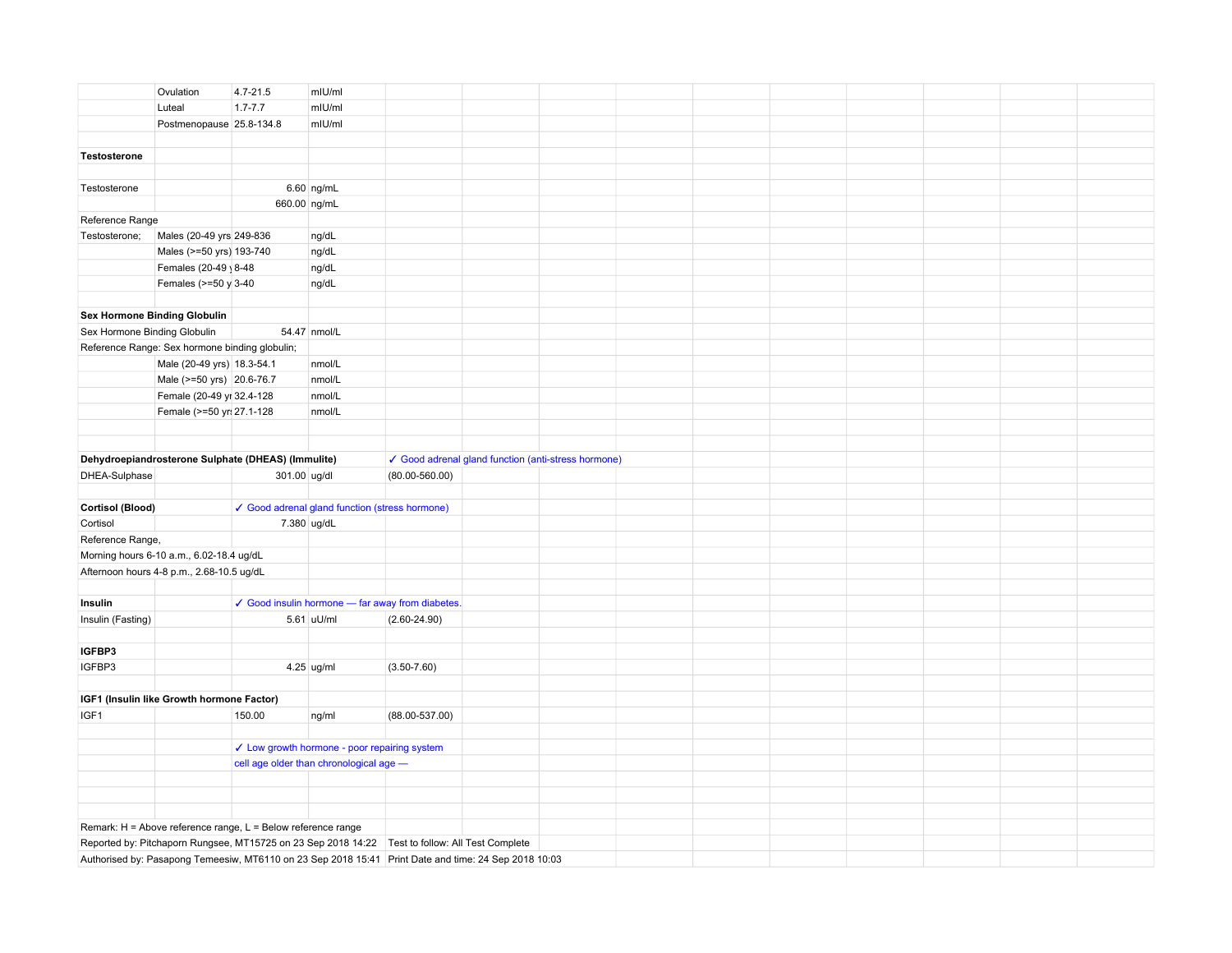| | Ovulation | 4.7-21.5 | mIU/ml |
|---|---|---|---|
| | Luteal | 1.7-7.7 | mIU/ml |
| | Postmenopause | 25.8-134.8 | mIU/ml |

**Testosterone**

| | | | |
|---|---|---|---|
| Testosterone | | 6.60 | ng/mL |
| | | 660.00 | ng/mL |
| Reference Range | | | |
| Testosterone; | Males (20-49 yrs | 249-836 | ng/dL |
| | Males (>=50 yrs) | 193-740 | ng/dL |
| | Females (20-49 y | 8-48 | ng/dL |
| | Females (>=50 y | 3-40 | ng/dL |

**Sex Hormone Binding Globulin**

| | | | |
|---|---|---|---|
| Sex Hormone Binding Globulin | | 54.47 | nmol/L |
| Reference Range: Sex hormone binding globulin; | | | |
| | Male (20-49 yrs) | 18.3-54.1 | nmol/L |
| | Male (>=50 yrs) | 20.6-76.7 | nmol/L |
| | Female (20-49 yr | 32.4-128 | nmol/L |
| | Female (>=50 yr | 27.1-128 | nmol/L |

**Dehydroepiandrosterone Sulphate (DHEAS) (Immulite)** ✓ Good adrenal gland function (anti-stress hormone)

| | | | |
|---|---|---|---|
| DHEA-Sulphase | 301.00 | ug/dl | (80.00-560.00) |

**Cortisol (Blood)** ✓ Good adrenal gland function (stress hormone)

| | | |
|---|---|---|
| Cortisol | 7.380 | ug/dL |

Reference Range,
Morning hours 6-10 a.m., 6.02-18.4 ug/dL
Afternoon hours 4-8 p.m., 2.68-10.5 ug/dL

**Insulin** ✓ Good insulin hormone — far away from diabetes.

| | | | |
|---|---|---|---|
| Insulin (Fasting) | 5.61 | uU/ml | (2.60-24.90) |

**IGFBP3**

| | | | |
|---|---|---|---|
| IGFBP3 | 4.25 | ug/ml | (3.50-7.60) |

**IGF1 (Insulin like Growth hormone Factor)**

| | | | |
|---|---|---|---|
| IGF1 | 150.00 | ng/ml | (88.00-537.00) |

✓ Low growth hormone - poor repairing system
cell age older than chronological age —

Remark: H = Above reference range, L = Below reference range
Reported by: Pitchaporn Rungsee, MT15725 on 23 Sep 2018 14:22 Test to follow: All Test Complete
Authorised by: Pasapong Temeesiw, MT6110 on 23 Sep 2018 15:41 Print Date and time: 24 Sep 2018 10:03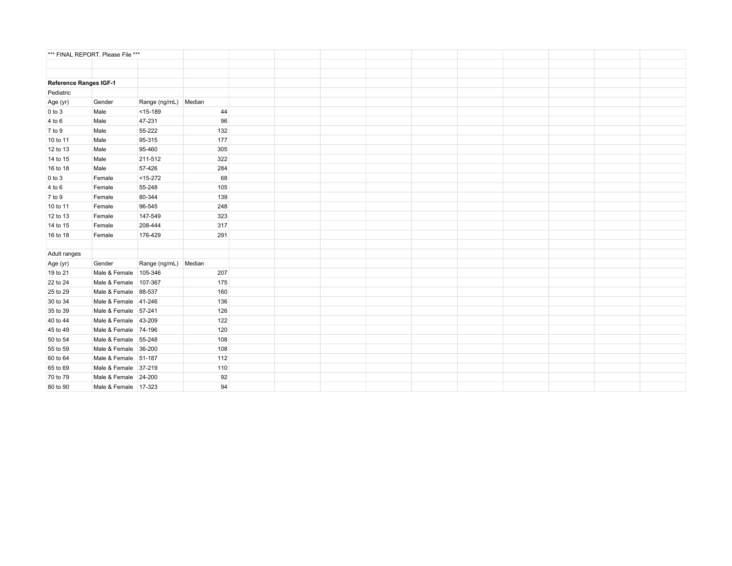\*\*\* FINAL REPORT. Please File \*\*\*

**Reference Ranges IGF-1**

Pediatric

| Age (yr) | Gender | Range (ng/mL) | Median |
|---|---|---|---|
| 0 to 3 | Male | <15-189 | 44 |
| 4 to 6 | Male | 47-231 | 96 |
| 7 to 9 | Male | 55-222 | 132 |
| 10 to 11 | Male | 95-315 | 177 |
| 12 to 13 | Male | 95-460 | 305 |
| 14 to 15 | Male | 211-512 | 322 |
| 16 to 18 | Male | 57-426 | 284 |
| 0 to 3 | Female | <15-272 | 68 |
| 4 to 6 | Female | 55-248 | 105 |
| 7 to 9 | Female | 80-344 | 139 |
| 10 to 11 | Female | 96-545 | 248 |
| 12 to 13 | Female | 147-549 | 323 |
| 14 to 15 | Female | 208-444 | 317 |
| 16 to 18 | Female | 176-429 | 291 |

Adult ranges

| Age (yr) | Gender | Range (ng/mL) | Median |
|---|---|---|---|
| 19 to 21 | Male & Female | 105-346 | 207 |
| 22 to 24 | Male & Female | 107-367 | 175 |
| 25 to 29 | Male & Female | 88-537 | 160 |
| 30 to 34 | Male & Female | 41-246 | 136 |
| 35 to 39 | Male & Female | 57-241 | 126 |
| 40 to 44 | Male & Female | 43-209 | 122 |
| 45 to 49 | Male & Female | 74-196 | 120 |
| 50 to 54 | Male & Female | 55-248 | 108 |
| 55 to 59 | Male & Female | 36-200 | 108 |
| 60 to 64 | Male & Female | 51-187 | 112 |
| 65 to 69 | Male & Female | 37-219 | 110 |
| 70 to 79 | Male & Female | 24-200 | 92 |
| 80 to 90 | Male & Female | 17-323 | 94 |